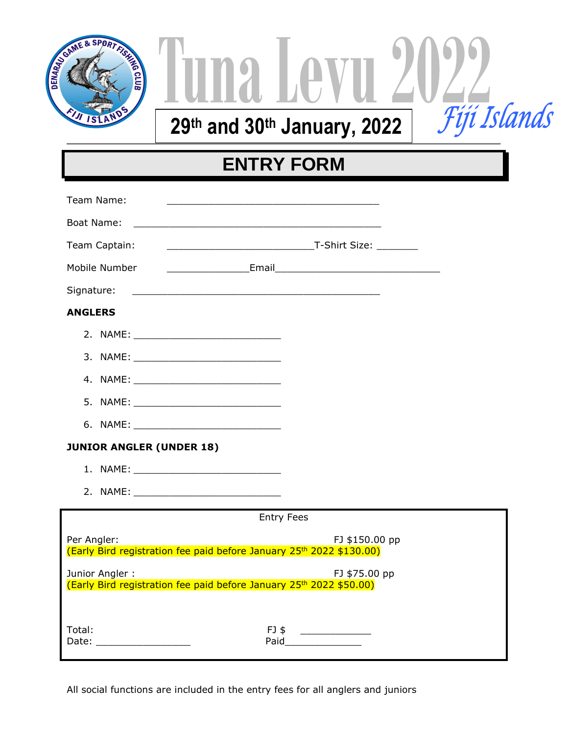DENARAU GAME & SPORT FISHING CLUB FIJI ISLANDS

# Tuna Levu 2022

*Fiji Islands*

**29th and 30th January, 2022**

## ENTRY FORM

Team Name: ____________________________________

Boat Name: __________________________________________

Team Captain: _________________________T-Shirt Size: _______

Mobile Number ______________Email____________________________

Signature: __________________________________________

**ANGLERS**

2. NAME: _________________________
3. NAME: _________________________
4. NAME: _________________________
5. NAME: _________________________
6. NAME: _________________________

**JUNIOR ANGLER (UNDER 18)**

1. NAME: _________________________
2. NAME: _________________________

Entry Fees

Per Angler: FJ $150.00 pp
(Early Bird registration fee paid before January 25th 2022 $130.00)

Junior Angler : FJ $75.00 pp
(Early Bird registration fee paid before January 25th 2022 $50.00)

Total: FJ $ ____________
Date: ________________ Paid_____________

All social functions are included in the entry fees for all anglers and juniors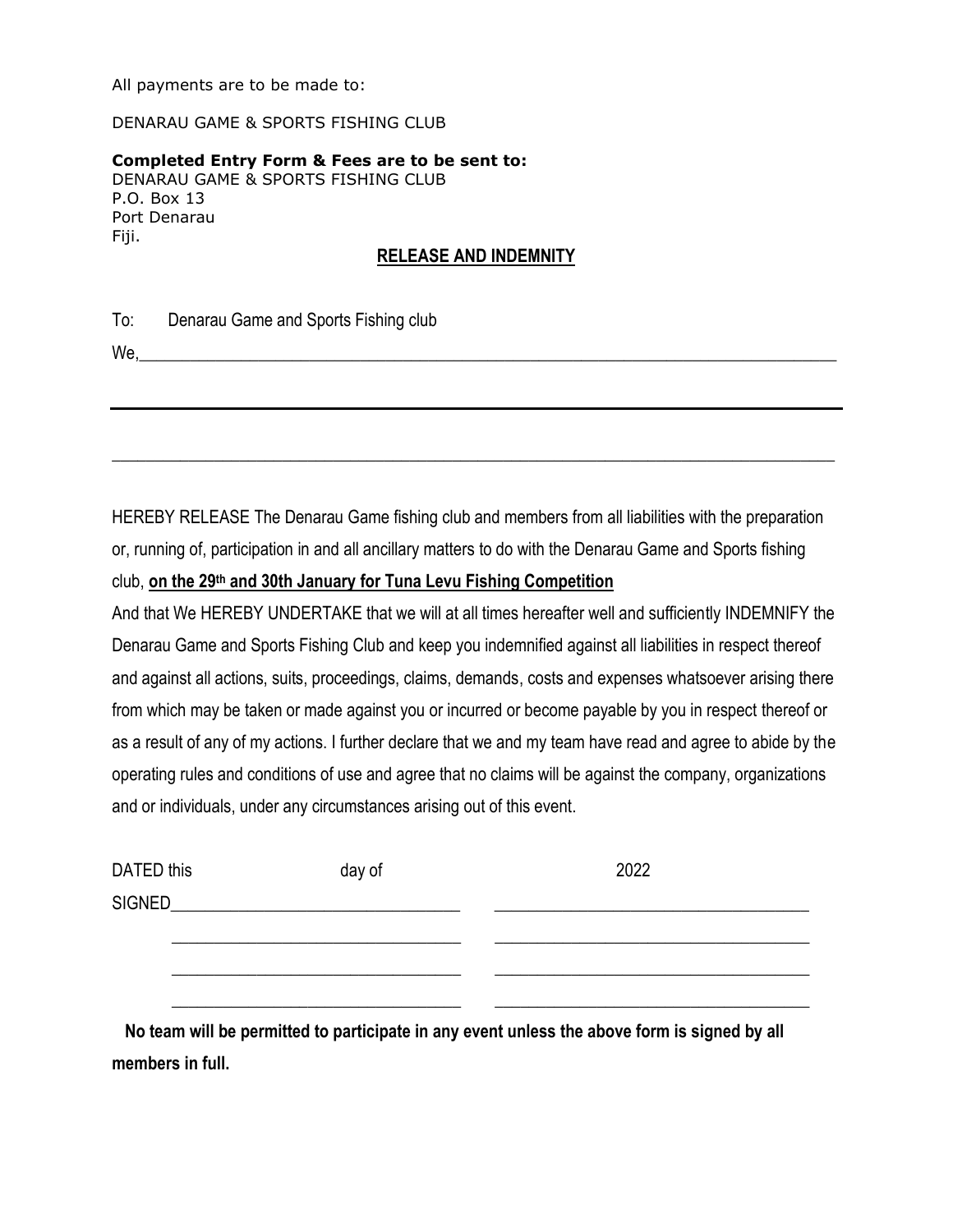All payments are to be made to:

DENARAU GAME & SPORTS FISHING CLUB

**Completed Entry Form & Fees are to be sent to:**
DENARAU GAME & SPORTS FISHING CLUB
P.O. Box 13
Port Denarau
Fiji.

## RELEASE AND INDEMNITY

To: Denarau Game and Sports Fishing club

We,\_\_\_\_\_\_\_\_\_\_\_\_\_\_\_\_\_\_\_\_\_\_\_\_\_\_\_\_\_\_\_\_\_\_\_\_\_\_\_\_\_\_\_\_\_\_\_\_\_\_\_\_\_\_\_\_\_\_\_\_\_\_\_\_\_\_\_\_\_\_\_\_\_\_\_\_\_\_

\_\_\_\_\_\_\_\_\_\_\_\_\_\_\_\_\_\_\_\_\_\_\_\_\_\_\_\_\_\_\_\_\_\_\_\_\_\_\_\_\_\_\_\_\_\_\_\_\_\_\_\_\_\_\_\_\_\_\_\_\_\_\_\_\_\_\_\_\_\_\_\_\_\_\_\_\_\_\_\_\_\_

\_\_\_\_\_\_\_\_\_\_\_\_\_\_\_\_\_\_\_\_\_\_\_\_\_\_\_\_\_\_\_\_\_\_\_\_\_\_\_\_\_\_\_\_\_\_\_\_\_\_\_\_\_\_\_\_\_\_\_\_\_\_\_\_\_\_\_\_\_\_\_\_\_\_\_\_\_\_\_\_\_\_

HEREBY RELEASE The Denarau Game fishing club and members from all liabilities with the preparation or, running of, participation in and all ancillary matters to do with the Denarau Game and Sports fishing club, **on the 29th and 30th January for Tuna Levu Fishing Competition**

And that We HEREBY UNDERTAKE that we will at all times hereafter well and sufficiently INDEMNIFY the Denarau Game and Sports Fishing Club and keep you indemnified against all liabilities in respect thereof and against all actions, suits, proceedings, claims, demands, costs and expenses whatsoever arising there from which may be taken or made against you or incurred or become payable by you in respect thereof or as a result of any of my actions. I further declare that we and my team have read and agree to abide by the operating rules and conditions of use and agree that no claims will be against the company, organizations and or individuals, under any circumstances arising out of this event.

DATED this day of 2022

SIGNED\_\_\_\_\_\_\_\_\_\_\_\_\_\_\_\_\_\_\_\_\_\_\_\_\_\_\_\_\_\_\_\_ \_\_\_\_\_\_\_\_\_\_\_\_\_\_\_\_\_\_\_\_\_\_\_\_\_\_\_\_\_\_\_\_\_\_\_\_

\_\_\_\_\_\_\_\_\_\_\_\_\_\_\_\_\_\_\_\_\_\_\_\_\_\_\_\_\_\_\_\_ \_\_\_\_\_\_\_\_\_\_\_\_\_\_\_\_\_\_\_\_\_\_\_\_\_\_\_\_\_\_\_\_\_\_\_\_

\_\_\_\_\_\_\_\_\_\_\_\_\_\_\_\_\_\_\_\_\_\_\_\_\_\_\_\_\_\_\_\_ \_\_\_\_\_\_\_\_\_\_\_\_\_\_\_\_\_\_\_\_\_\_\_\_\_\_\_\_\_\_\_\_\_\_\_\_

\_\_\_\_\_\_\_\_\_\_\_\_\_\_\_\_\_\_\_\_\_\_\_\_\_\_\_\_\_\_\_\_ \_\_\_\_\_\_\_\_\_\_\_\_\_\_\_\_\_\_\_\_\_\_\_\_\_\_\_\_\_\_\_\_\_\_\_\_

**No team will be permitted to participate in any event unless the above form is signed by all members in full.**